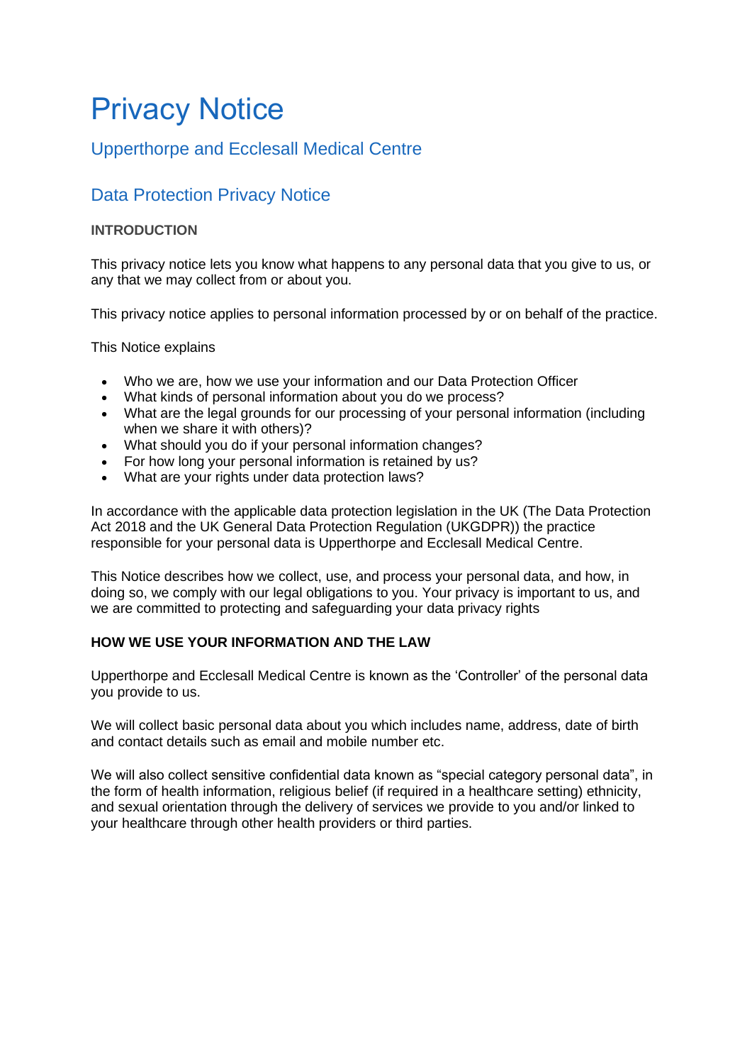# Privacy Notice

## Upperthorpe and Ecclesall Medical Centre

## Data Protection Privacy Notice

**INTRODUCTION**

This privacy notice lets you know what happens to any personal data that you give to us, or any that we may collect from or about you.

This privacy notice applies to personal information processed by or on behalf of the practice.

This Notice explains

- Who we are, how we use your information and our Data Protection Officer
- What kinds of personal information about you do we process?
- What are the legal grounds for our processing of your personal information (including when we share it with others)?
- What should you do if your personal information changes?
- For how long your personal information is retained by us?
- What are your rights under data protection laws?

In accordance with the applicable data protection legislation in the UK (The Data Protection Act 2018 and the UK General Data Protection Regulation (UKGDPR)) the practice responsible for your personal data is Upperthorpe and Ecclesall Medical Centre.

This Notice describes how we collect, use, and process your personal data, and how, in doing so, we comply with our legal obligations to you. Your privacy is important to us, and we are committed to protecting and safeguarding your data privacy rights

**HOW WE USE YOUR INFORMATION AND THE LAW**

Upperthorpe and Ecclesall Medical Centre is known as the 'Controller' of the personal data you provide to us.

We will collect basic personal data about you which includes name, address, date of birth and contact details such as email and mobile number etc.

We will also collect sensitive confidential data known as "special category personal data", in the form of health information, religious belief (if required in a healthcare setting) ethnicity, and sexual orientation through the delivery of services we provide to you and/or linked to your healthcare through other health providers or third parties.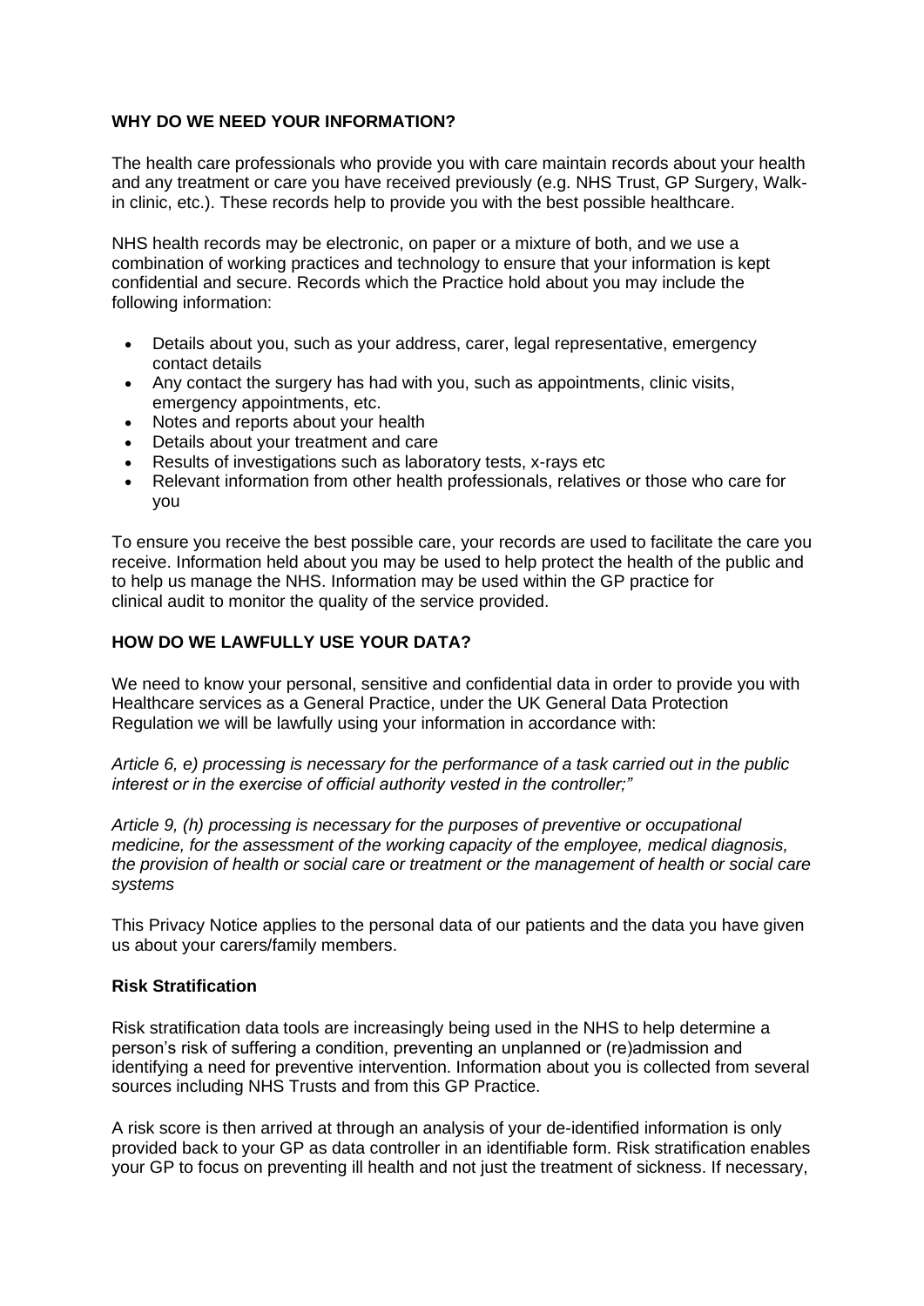**WHY DO WE NEED YOUR INFORMATION?**

The health care professionals who provide you with care maintain records about your health and any treatment or care you have received previously (e.g. NHS Trust, GP Surgery, Walk-in clinic, etc.). These records help to provide you with the best possible healthcare.

NHS health records may be electronic, on paper or a mixture of both, and we use a combination of working practices and technology to ensure that your information is kept confidential and secure. Records which the Practice hold about you may include the following information:

- Details about you, such as your address, carer, legal representative, emergency contact details
- Any contact the surgery has had with you, such as appointments, clinic visits, emergency appointments, etc.
- Notes and reports about your health
- Details about your treatment and care
- Results of investigations such as laboratory tests, x-rays etc
- Relevant information from other health professionals, relatives or those who care for you

To ensure you receive the best possible care, your records are used to facilitate the care you receive. Information held about you may be used to help protect the health of the public and to help us manage the NHS. Information may be used within the GP practice for clinical audit to monitor the quality of the service provided.

**HOW DO WE LAWFULLY USE YOUR DATA?**

We need to know your personal, sensitive and confidential data in order to provide you with Healthcare services as a General Practice, under the UK General Data Protection Regulation we will be lawfully using your information in accordance with:

*Article 6, e) processing is necessary for the performance of a task carried out in the public interest or in the exercise of official authority vested in the controller;"*

*Article 9, (h) processing is necessary for the purposes of preventive or occupational medicine, for the assessment of the working capacity of the employee, medical diagnosis, the provision of health or social care or treatment or the management of health or social care systems*

This Privacy Notice applies to the personal data of our patients and the data you have given us about your carers/family members.

**Risk Stratification**

Risk stratification data tools are increasingly being used in the NHS to help determine a person's risk of suffering a condition, preventing an unplanned or (re)admission and identifying a need for preventive intervention. Information about you is collected from several sources including NHS Trusts and from this GP Practice.

A risk score is then arrived at through an analysis of your de-identified information is only provided back to your GP as data controller in an identifiable form. Risk stratification enables your GP to focus on preventing ill health and not just the treatment of sickness. If necessary,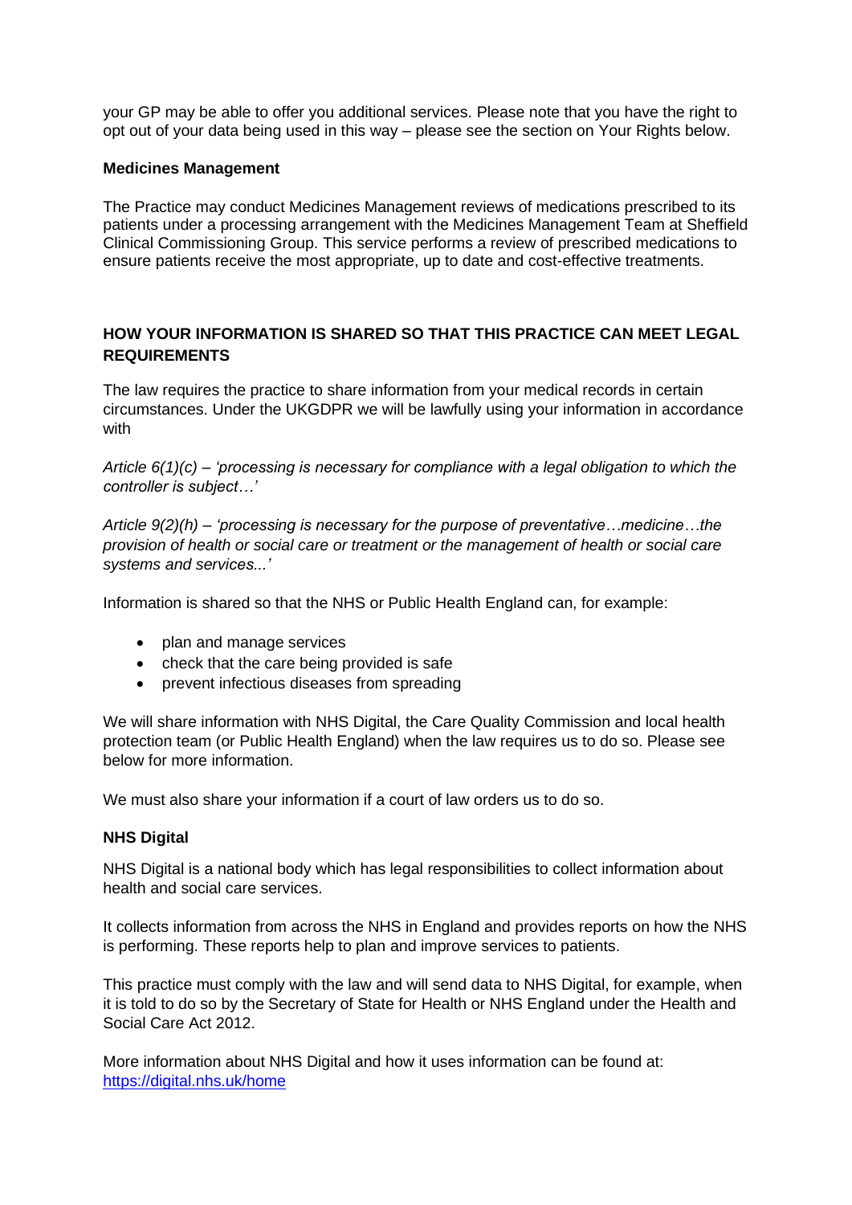your GP may be able to offer you additional services. Please note that you have the right to opt out of your data being used in this way – please see the section on Your Rights below.

**Medicines Management**

The Practice may conduct Medicines Management reviews of medications prescribed to its patients under a processing arrangement with the Medicines Management Team at Sheffield Clinical Commissioning Group. This service performs a review of prescribed medications to ensure patients receive the most appropriate, up to date and cost-effective treatments.

## HOW YOUR INFORMATION IS SHARED SO THAT THIS PRACTICE CAN MEET LEGAL REQUIREMENTS

The law requires the practice to share information from your medical records in certain circumstances. Under the UKGDPR we will be lawfully using your information in accordance with

*Article 6(1)(c) – 'processing is necessary for compliance with a legal obligation to which the controller is subject…'*

*Article 9(2)(h) – 'processing is necessary for the purpose of preventative…medicine…the provision of health or social care or treatment or the management of health or social care systems and services...'*

Information is shared so that the NHS or Public Health England can, for example:

- plan and manage services
- check that the care being provided is safe
- prevent infectious diseases from spreading

We will share information with NHS Digital, the Care Quality Commission and local health protection team (or Public Health England) when the law requires us to do so. Please see below for more information.

We must also share your information if a court of law orders us to do so.

**NHS Digital**

NHS Digital is a national body which has legal responsibilities to collect information about health and social care services.

It collects information from across the NHS in England and provides reports on how the NHS is performing. These reports help to plan and improve services to patients.

This practice must comply with the law and will send data to NHS Digital, for example, when it is told to do so by the Secretary of State for Health or NHS England under the Health and Social Care Act 2012.

More information about NHS Digital and how it uses information can be found at: https://digital.nhs.uk/home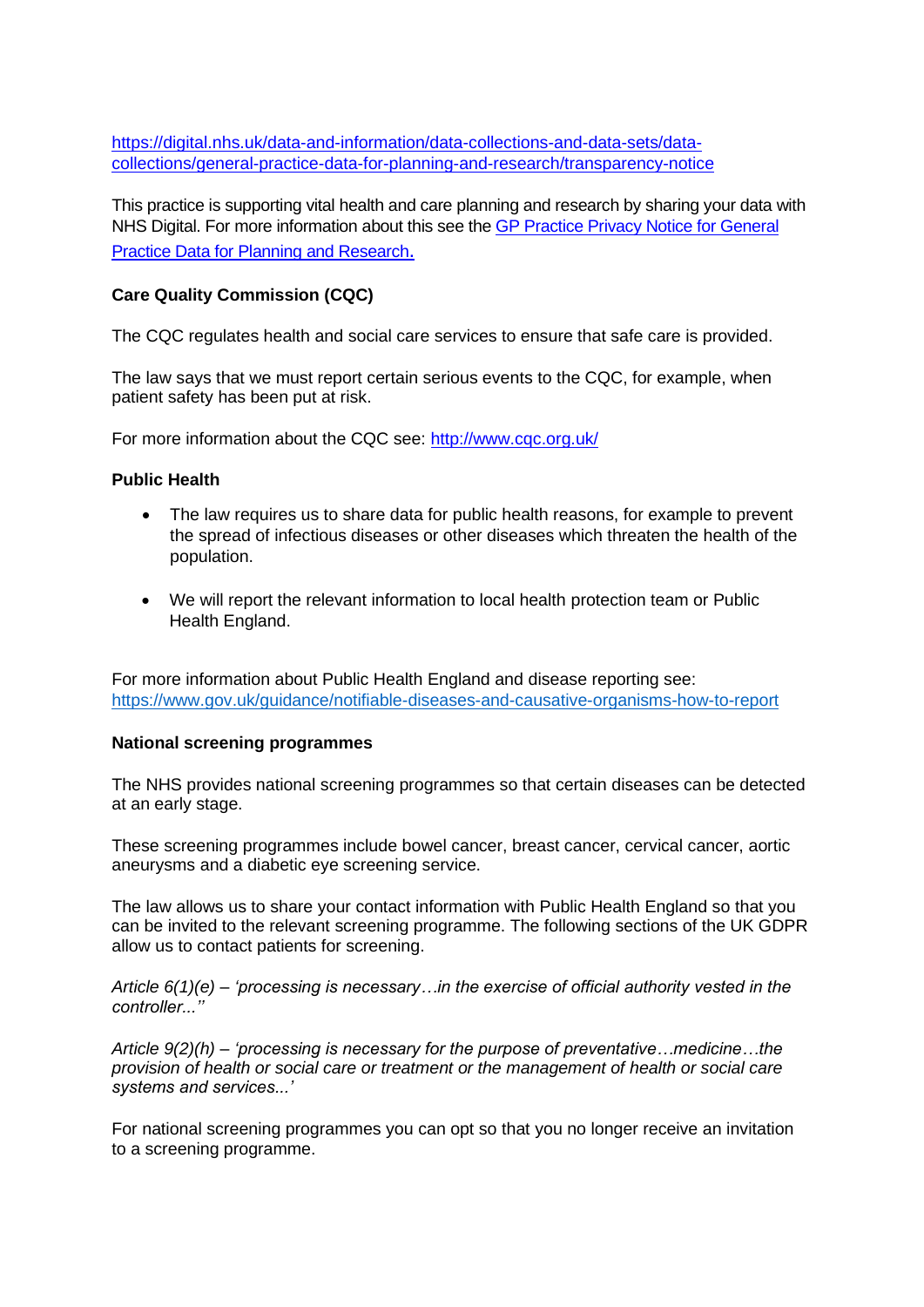https://digital.nhs.uk/data-and-information/data-collections-and-data-sets/data-collections/general-practice-data-for-planning-and-research/transparency-notice

This practice is supporting vital health and care planning and research by sharing your data with NHS Digital. For more information about this see the [GP Practice Privacy Notice for General Practice Data for Planning and Research.](https://digital.nhs.uk/data-and-information/data-collections-and-data-sets/data-collections/general-practice-data-for-planning-and-research/transparency-notice)

**Care Quality Commission (CQC)**

The CQC regulates health and social care services to ensure that safe care is provided.

The law says that we must report certain serious events to the CQC, for example, when patient safety has been put at risk.

For more information about the CQC see: http://www.cqc.org.uk/

**Public Health**

- The law requires us to share data for public health reasons, for example to prevent the spread of infectious diseases or other diseases which threaten the health of the population.

- We will report the relevant information to local health protection team or Public Health England.

For more information about Public Health England and disease reporting see: https://www.gov.uk/guidance/notifiable-diseases-and-causative-organisms-how-to-report

**National screening programmes**

The NHS provides national screening programmes so that certain diseases can be detected at an early stage.

These screening programmes include bowel cancer, breast cancer, cervical cancer, aortic aneurysms and a diabetic eye screening service.

The law allows us to share your contact information with Public Health England so that you can be invited to the relevant screening programme. The following sections of the UK GDPR allow us to contact patients for screening.

*Article 6(1)(e) – 'processing is necessary…in the exercise of official authority vested in the controller...''*

*Article 9(2)(h) – 'processing is necessary for the purpose of preventative…medicine…the provision of health or social care or treatment or the management of health or social care systems and services...'*

For national screening programmes you can opt so that you no longer receive an invitation to a screening programme.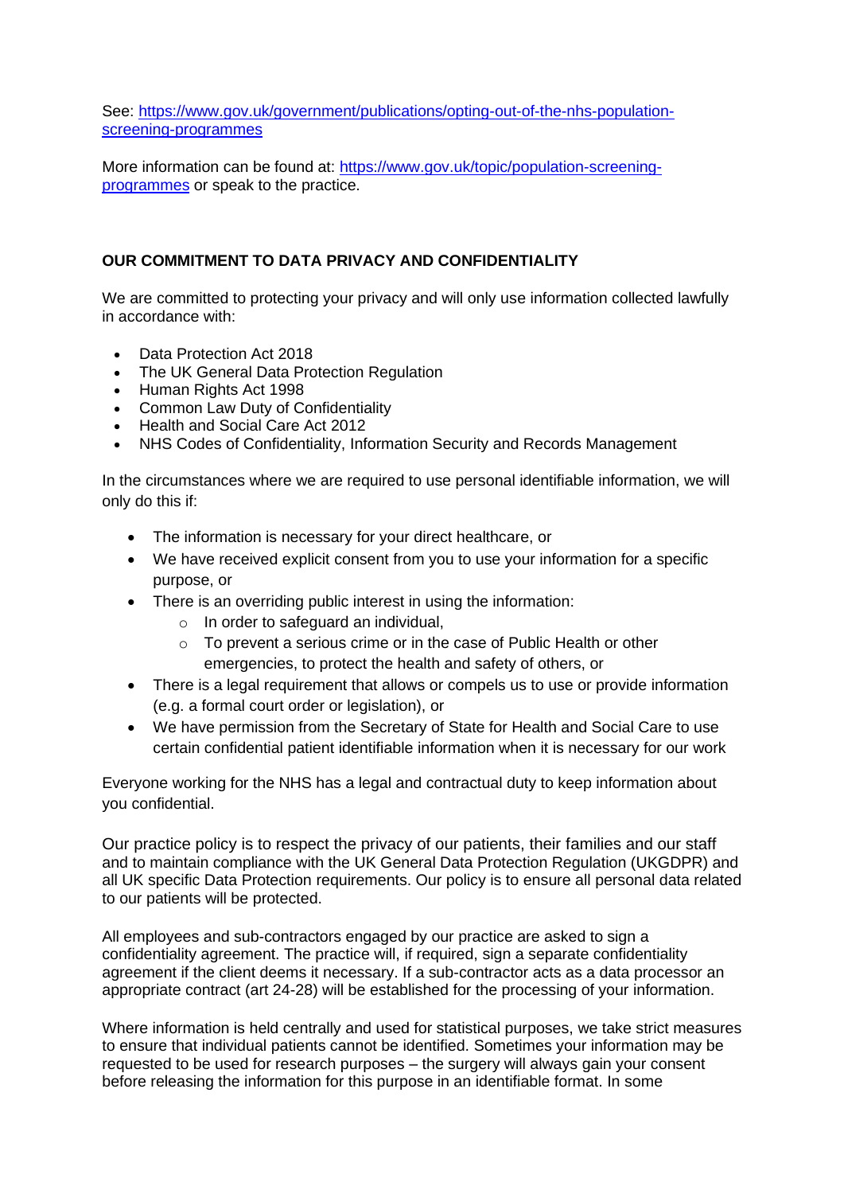See: [https://www.gov.uk/government/publications/opting-out-of-the-nhs-population-screening-programmes](https://www.gov.uk/government/publications/opting-out-of-the-nhs-population-screening-programmes)

More information can be found at: [https://www.gov.uk/topic/population-screening-programmes](https://www.gov.uk/topic/population-screening-programmes) or speak to the practice.

**OUR COMMITMENT TO DATA PRIVACY AND CONFIDENTIALITY**

We are committed to protecting your privacy and will only use information collected lawfully in accordance with:

- Data Protection Act 2018
- The UK General Data Protection Regulation
- Human Rights Act 1998
- Common Law Duty of Confidentiality
- Health and Social Care Act 2012
- NHS Codes of Confidentiality, Information Security and Records Management

In the circumstances where we are required to use personal identifiable information, we will only do this if:

- The information is necessary for your direct healthcare, or
- We have received explicit consent from you to use your information for a specific purpose, or
- There is an overriding public interest in using the information:
  - In order to safeguard an individual,
  - To prevent a serious crime or in the case of Public Health or other emergencies, to protect the health and safety of others, or
- There is a legal requirement that allows or compels us to use or provide information (e.g. a formal court order or legislation), or
- We have permission from the Secretary of State for Health and Social Care to use certain confidential patient identifiable information when it is necessary for our work

Everyone working for the NHS has a legal and contractual duty to keep information about you confidential.

Our practice policy is to respect the privacy of our patients, their families and our staff and to maintain compliance with the UK General Data Protection Regulation (UKGDPR) and all UK specific Data Protection requirements. Our policy is to ensure all personal data related to our patients will be protected.

All employees and sub-contractors engaged by our practice are asked to sign a confidentiality agreement. The practice will, if required, sign a separate confidentiality agreement if the client deems it necessary. If a sub-contractor acts as a data processor an appropriate contract (art 24-28) will be established for the processing of your information.

Where information is held centrally and used for statistical purposes, we take strict measures to ensure that individual patients cannot be identified. Sometimes your information may be requested to be used for research purposes – the surgery will always gain your consent before releasing the information for this purpose in an identifiable format. In some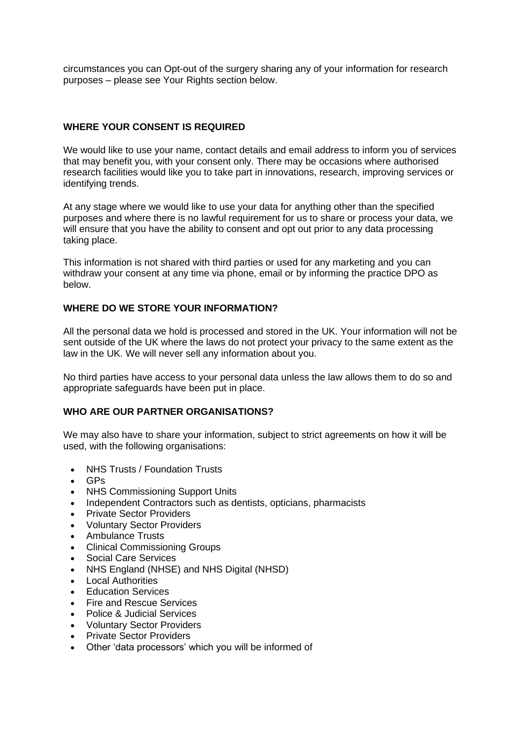circumstances you can Opt-out of the surgery sharing any of your information for research purposes – please see Your Rights section below.

## WHERE YOUR CONSENT IS REQUIRED

We would like to use your name, contact details and email address to inform you of services that may benefit you, with your consent only. There may be occasions where authorised research facilities would like you to take part in innovations, research, improving services or identifying trends.

At any stage where we would like to use your data for anything other than the specified purposes and where there is no lawful requirement for us to share or process your data, we will ensure that you have the ability to consent and opt out prior to any data processing taking place.

This information is not shared with third parties or used for any marketing and you can withdraw your consent at any time via phone, email or by informing the practice DPO as below.

## WHERE DO WE STORE YOUR INFORMATION?

All the personal data we hold is processed and stored in the UK. Your information will not be sent outside of the UK where the laws do not protect your privacy to the same extent as the law in the UK. We will never sell any information about you.

No third parties have access to your personal data unless the law allows them to do so and appropriate safeguards have been put in place.

## WHO ARE OUR PARTNER ORGANISATIONS?

We may also have to share your information, subject to strict agreements on how it will be used, with the following organisations:

- NHS Trusts / Foundation Trusts
- GPs
- NHS Commissioning Support Units
- Independent Contractors such as dentists, opticians, pharmacists
- Private Sector Providers
- Voluntary Sector Providers
- Ambulance Trusts
- Clinical Commissioning Groups
- Social Care Services
- NHS England (NHSE) and NHS Digital (NHSD)
- Local Authorities
- Education Services
- Fire and Rescue Services
- Police & Judicial Services
- Voluntary Sector Providers
- Private Sector Providers
- Other 'data processors' which you will be informed of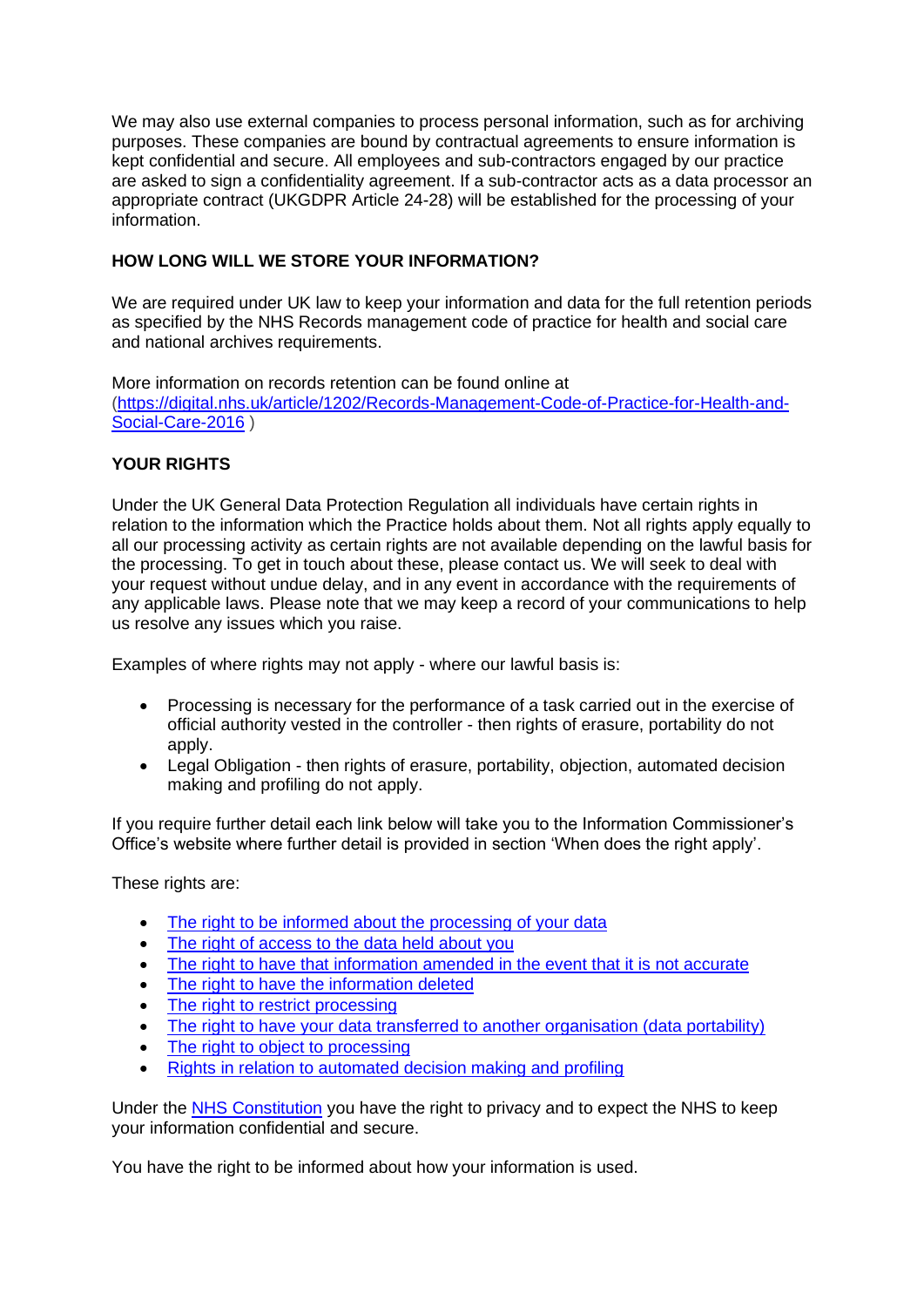We may also use external companies to process personal information, such as for archiving purposes. These companies are bound by contractual agreements to ensure information is kept confidential and secure. All employees and sub-contractors engaged by our practice are asked to sign a confidentiality agreement. If a sub-contractor acts as a data processor an appropriate contract (UKGDPR Article 24-28) will be established for the processing of your information.

## HOW LONG WILL WE STORE YOUR INFORMATION?

We are required under UK law to keep your information and data for the full retention periods as specified by the NHS Records management code of practice for health and social care and national archives requirements.

More information on records retention can be found online at ([https://digital.nhs.uk/article/1202/Records-Management-Code-of-Practice-for-Health-and-Social-Care-2016](https://digital.nhs.uk/article/1202/Records-Management-Code-of-Practice-for-Health-and-Social-Care-2016) )

## YOUR RIGHTS

Under the UK General Data Protection Regulation all individuals have certain rights in relation to the information which the Practice holds about them. Not all rights apply equally to all our processing activity as certain rights are not available depending on the lawful basis for the processing. To get in touch about these, please contact us. We will seek to deal with your request without undue delay, and in any event in accordance with the requirements of any applicable laws. Please note that we may keep a record of your communications to help us resolve any issues which you raise.

Examples of where rights may not apply - where our lawful basis is:

- Processing is necessary for the performance of a task carried out in the exercise of official authority vested in the controller - then rights of erasure, portability do not apply.
- Legal Obligation - then rights of erasure, portability, objection, automated decision making and profiling do not apply.

If you require further detail each link below will take you to the Information Commissioner's Office's website where further detail is provided in section 'When does the right apply'.

These rights are:

- The right to be informed about the processing of your data
- The right of access to the data held about you
- The right to have that information amended in the event that it is not accurate
- The right to have the information deleted
- The right to restrict processing
- The right to have your data transferred to another organisation (data portability)
- The right to object to processing
- Rights in relation to automated decision making and profiling

Under the NHS Constitution you have the right to privacy and to expect the NHS to keep your information confidential and secure.

You have the right to be informed about how your information is used.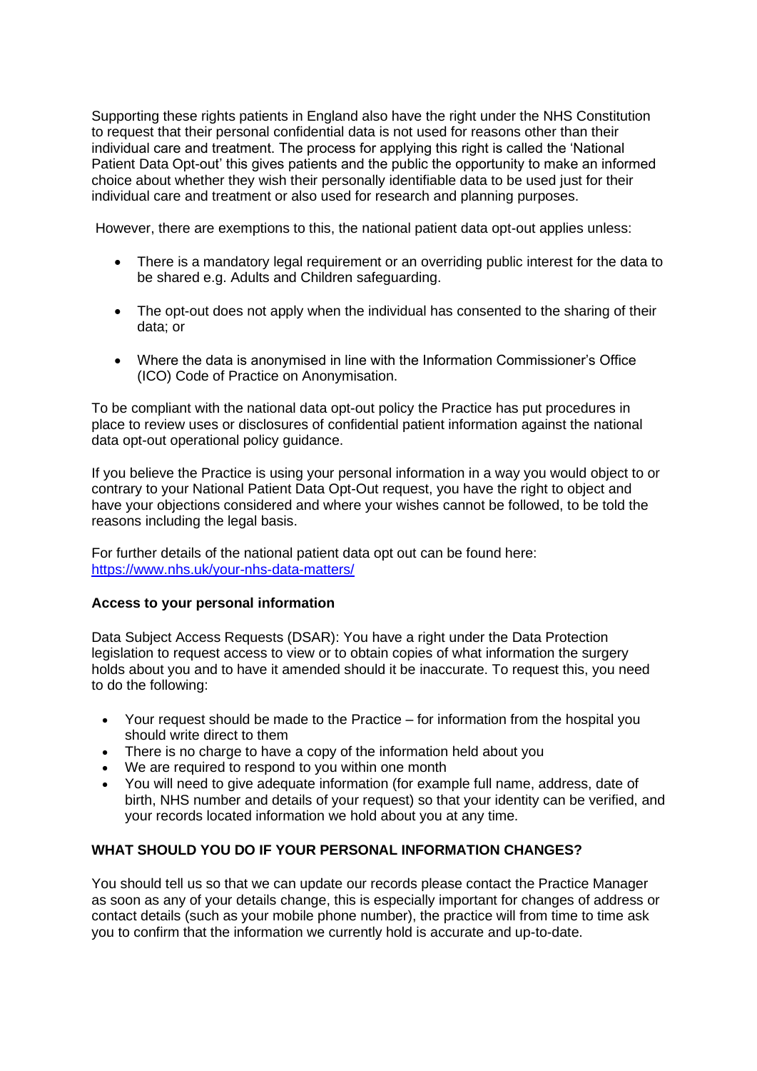Supporting these rights patients in England also have the right under the NHS Constitution to request that their personal confidential data is not used for reasons other than their individual care and treatment. The process for applying this right is called the 'National Patient Data Opt-out' this gives patients and the public the opportunity to make an informed choice about whether they wish their personally identifiable data to be used just for their individual care and treatment or also used for research and planning purposes.

However, there are exemptions to this, the national patient data opt-out applies unless:

- There is a mandatory legal requirement or an overriding public interest for the data to be shared e.g. Adults and Children safeguarding.
- The opt-out does not apply when the individual has consented to the sharing of their data; or
- Where the data is anonymised in line with the Information Commissioner's Office (ICO) Code of Practice on Anonymisation.

To be compliant with the national data opt-out policy the Practice has put procedures in place to review uses or disclosures of confidential patient information against the national data opt-out operational policy guidance.

If you believe the Practice is using your personal information in a way you would object to or contrary to your National Patient Data Opt-Out request, you have the right to object and have your objections considered and where your wishes cannot be followed, to be told the reasons including the legal basis.

For further details of the national patient data opt out can be found here: [https://www.nhs.uk/your-nhs-data-matters/](https://www.nhs.uk/your-nhs-data-matters/)

**Access to your personal information**

Data Subject Access Requests (DSAR): You have a right under the Data Protection legislation to request access to view or to obtain copies of what information the surgery holds about you and to have it amended should it be inaccurate. To request this, you need to do the following:

- Your request should be made to the Practice – for information from the hospital you should write direct to them
- There is no charge to have a copy of the information held about you
- We are required to respond to you within one month
- You will need to give adequate information (for example full name, address, date of birth, NHS number and details of your request) so that your identity can be verified, and your records located information we hold about you at any time.

**WHAT SHOULD YOU DO IF YOUR PERSONAL INFORMATION CHANGES?**

You should tell us so that we can update our records please contact the Practice Manager as soon as any of your details change, this is especially important for changes of address or contact details (such as your mobile phone number), the practice will from time to time ask you to confirm that the information we currently hold is accurate and up-to-date.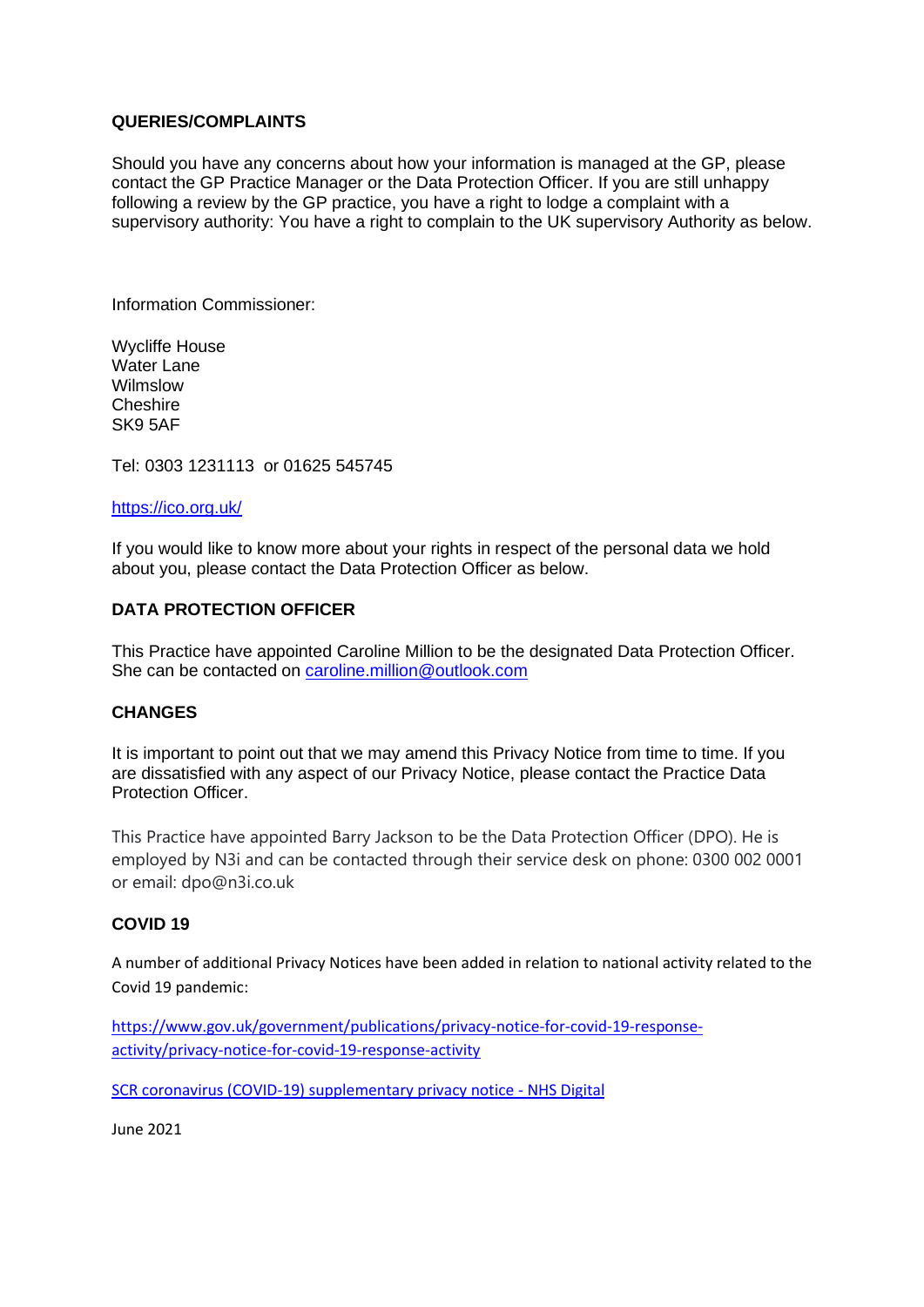## QUERIES/COMPLAINTS

Should you have any concerns about how your information is managed at the GP, please contact the GP Practice Manager or the Data Protection Officer. If you are still unhappy following a review by the GP practice, you have a right to lodge a complaint with a supervisory authority: You have a right to complain to the UK supervisory Authority as below.

Information Commissioner:

Wycliffe House
Water Lane
Wilmslow
Cheshire
SK9 5AF

Tel: 0303 1231113 or 01625 545745

https://ico.org.uk/

If you would like to know more about your rights in respect of the personal data we hold about you, please contact the Data Protection Officer as below.

## DATA PROTECTION OFFICER

This Practice have appointed Caroline Million to be the designated Data Protection Officer. She can be contacted on caroline.million@outlook.com

## CHANGES

It is important to point out that we may amend this Privacy Notice from time to time. If you are dissatisfied with any aspect of our Privacy Notice, please contact the Practice Data Protection Officer.

This Practice have appointed Barry Jackson to be the Data Protection Officer (DPO). He is employed by N3i and can be contacted through their service desk on phone: 0300 002 0001 or email: dpo@n3i.co.uk

## COVID 19

A number of additional Privacy Notices have been added in relation to national activity related to the Covid 19 pandemic:

https://www.gov.uk/government/publications/privacy-notice-for-covid-19-response-activity/privacy-notice-for-covid-19-response-activity

SCR coronavirus (COVID-19) supplementary privacy notice - NHS Digital

June 2021